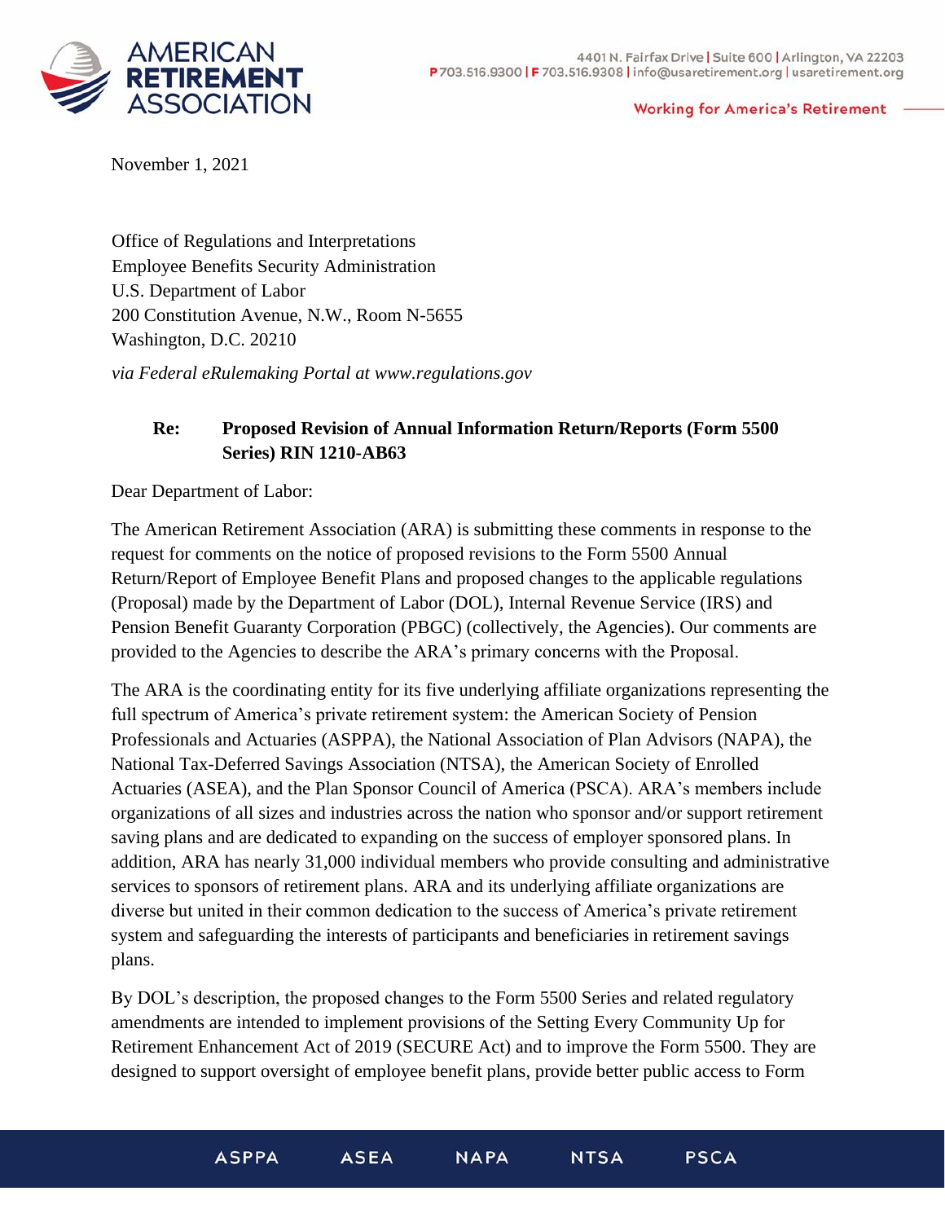**AMERICAN RETIREMENT ASSOCIATION**

4401 N. Fairfax Drive | Suite 600 | Arlington, VA 22203
P 703.516.9300 | F 703.516.9308 | info@usaretirement.org | usaretirement.org

Working for America's Retirement

November 1, 2021

Office of Regulations and Interpretations
Employee Benefits Security Administration
U.S. Department of Labor
200 Constitution Avenue, N.W., Room N-5655
Washington, D.C. 20210

*via Federal eRulemaking Portal at www.regulations.gov*

**Re: Proposed Revision of Annual Information Return/Reports (Form 5500 Series) RIN 1210-AB63**

Dear Department of Labor:

The American Retirement Association (ARA) is submitting these comments in response to the request for comments on the notice of proposed revisions to the Form 5500 Annual Return/Report of Employee Benefit Plans and proposed changes to the applicable regulations (Proposal) made by the Department of Labor (DOL), Internal Revenue Service (IRS) and Pension Benefit Guaranty Corporation (PBGC) (collectively, the Agencies). Our comments are provided to the Agencies to describe the ARA's primary concerns with the Proposal.

The ARA is the coordinating entity for its five underlying affiliate organizations representing the full spectrum of America's private retirement system: the American Society of Pension Professionals and Actuaries (ASPPA), the National Association of Plan Advisors (NAPA), the National Tax-Deferred Savings Association (NTSA), the American Society of Enrolled Actuaries (ASEA), and the Plan Sponsor Council of America (PSCA). ARA's members include organizations of all sizes and industries across the nation who sponsor and/or support retirement saving plans and are dedicated to expanding on the success of employer sponsored plans. In addition, ARA has nearly 31,000 individual members who provide consulting and administrative services to sponsors of retirement plans. ARA and its underlying affiliate organizations are diverse but united in their common dedication to the success of America's private retirement system and safeguarding the interests of participants and beneficiaries in retirement savings plans.

By DOL's description, the proposed changes to the Form 5500 Series and related regulatory amendments are intended to implement provisions of the Setting Every Community Up for Retirement Enhancement Act of 2019 (SECURE Act) and to improve the Form 5500. They are designed to support oversight of employee benefit plans, provide better public access to Form

ASPPA ASEA NAPA NTSA PSCA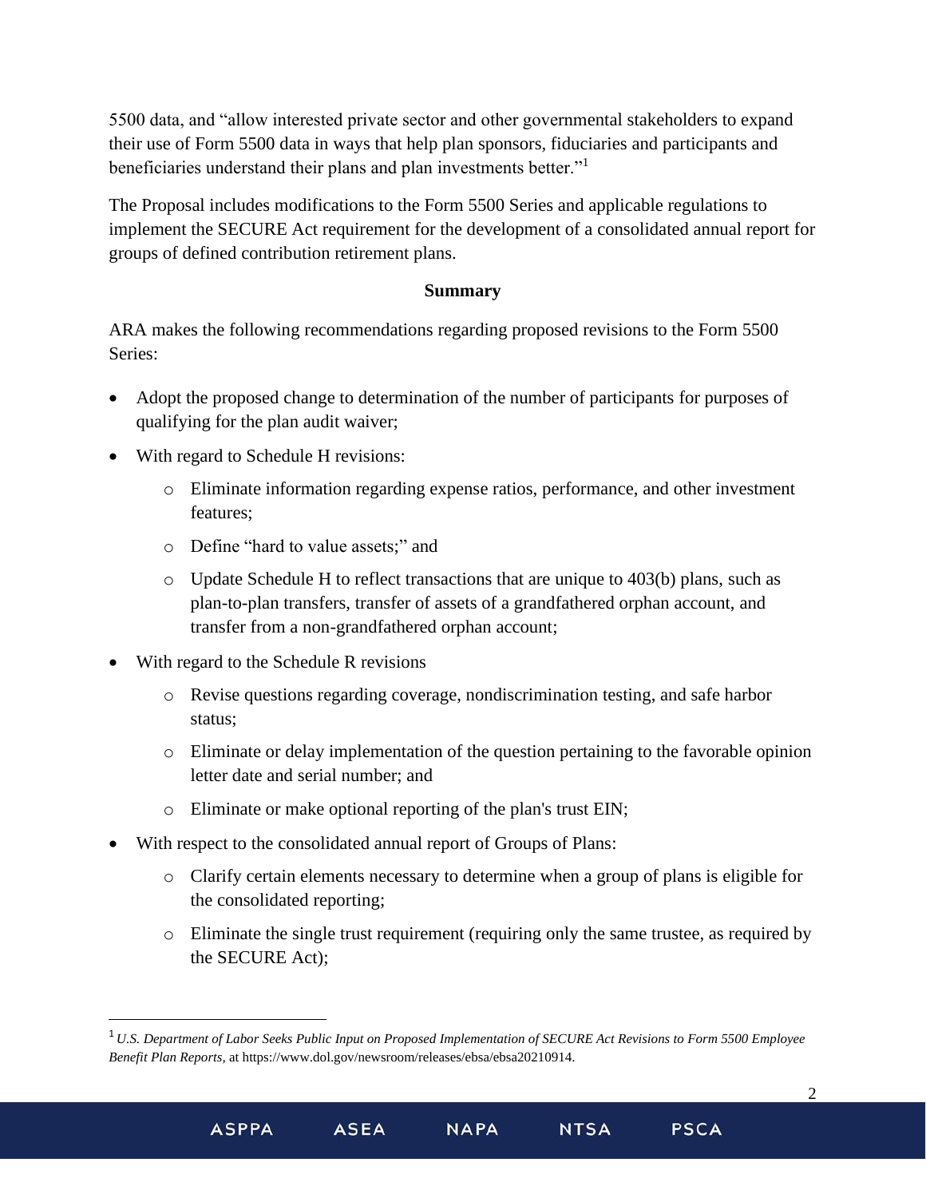5500 data, and "allow interested private sector and other governmental stakeholders to expand their use of Form 5500 data in ways that help plan sponsors, fiduciaries and participants and beneficiaries understand their plans and plan investments better."[1]

The Proposal includes modifications to the Form 5500 Series and applicable regulations to implement the SECURE Act requirement for the development of a consolidated annual report for groups of defined contribution retirement plans.

## Summary

ARA makes the following recommendations regarding proposed revisions to the Form 5500 Series:

- Adopt the proposed change to determination of the number of participants for purposes of qualifying for the plan audit waiver;
- With regard to Schedule H revisions:
  - Eliminate information regarding expense ratios, performance, and other investment features;
  - Define "hard to value assets;" and
  - Update Schedule H to reflect transactions that are unique to 403(b) plans, such as plan-to-plan transfers, transfer of assets of a grandfathered orphan account, and transfer from a non-grandfathered orphan account;
- With regard to the Schedule R revisions
  - Revise questions regarding coverage, nondiscrimination testing, and safe harbor status;
  - Eliminate or delay implementation of the question pertaining to the favorable opinion letter date and serial number; and
  - Eliminate or make optional reporting of the plan's trust EIN;
- With respect to the consolidated annual report of Groups of Plans:
  - Clarify certain elements necessary to determine when a group of plans is eligible for the consolidated reporting;
  - Eliminate the single trust requirement (requiring only the same trustee, as required by the SECURE Act);

[1] *U.S. Department of Labor Seeks Public Input on Proposed Implementation of SECURE Act Revisions to Form 5500 Employee Benefit Plan Reports*, at https://www.dol.gov/newsroom/releases/ebsa/ebsa20210914.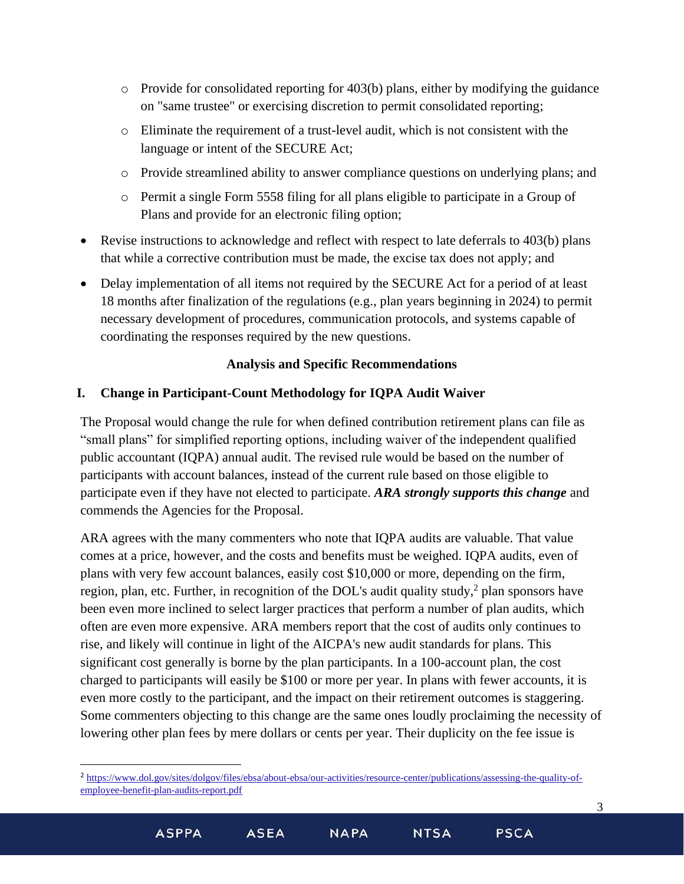- Provide for consolidated reporting for 403(b) plans, either by modifying the guidance on "same trustee" or exercising discretion to permit consolidated reporting;
  - Eliminate the requirement of a trust-level audit, which is not consistent with the language or intent of the SECURE Act;
  - Provide streamlined ability to answer compliance questions on underlying plans; and
  - Permit a single Form 5558 filing for all plans eligible to participate in a Group of Plans and provide for an electronic filing option;
- Revise instructions to acknowledge and reflect with respect to late deferrals to 403(b) plans that while a corrective contribution must be made, the excise tax does not apply; and
- Delay implementation of all items not required by the SECURE Act for a period of at least 18 months after finalization of the regulations (e.g., plan years beginning in 2024) to permit necessary development of procedures, communication protocols, and systems capable of coordinating the responses required by the new questions.

## Analysis and Specific Recommendations

### I. Change in Participant-Count Methodology for IQPA Audit Waiver

The Proposal would change the rule for when defined contribution retirement plans can file as "small plans" for simplified reporting options, including waiver of the independent qualified public accountant (IQPA) annual audit. The revised rule would be based on the number of participants with account balances, instead of the current rule based on those eligible to participate even if they have not elected to participate. ***ARA strongly supports this change*** and commends the Agencies for the Proposal.

ARA agrees with the many commenters who note that IQPA audits are valuable. That value comes at a price, however, and the costs and benefits must be weighed. IQPA audits, even of plans with very few account balances, easily cost $10,000 or more, depending on the firm, region, plan, etc. Further, in recognition of the DOL's audit quality study,[2] plan sponsors have been even more inclined to select larger practices that perform a number of plan audits, which often are even more expensive. ARA members report that the cost of audits only continues to rise, and likely will continue in light of the AICPA's new audit standards for plans. This significant cost generally is borne by the plan participants. In a 100-account plan, the cost charged to participants will easily be $100 or more per year. In plans with fewer accounts, it is even more costly to the participant, and the impact on their retirement outcomes is staggering. Some commenters objecting to this change are the same ones loudly proclaiming the necessity of lowering other plan fees by mere dollars or cents per year. Their duplicity on the fee issue is

[2] https://www.dol.gov/sites/dolgov/files/ebsa/about-ebsa/our-activities/resource-center/publications/assessing-the-quality-of-employee-benefit-plan-audits-report.pdf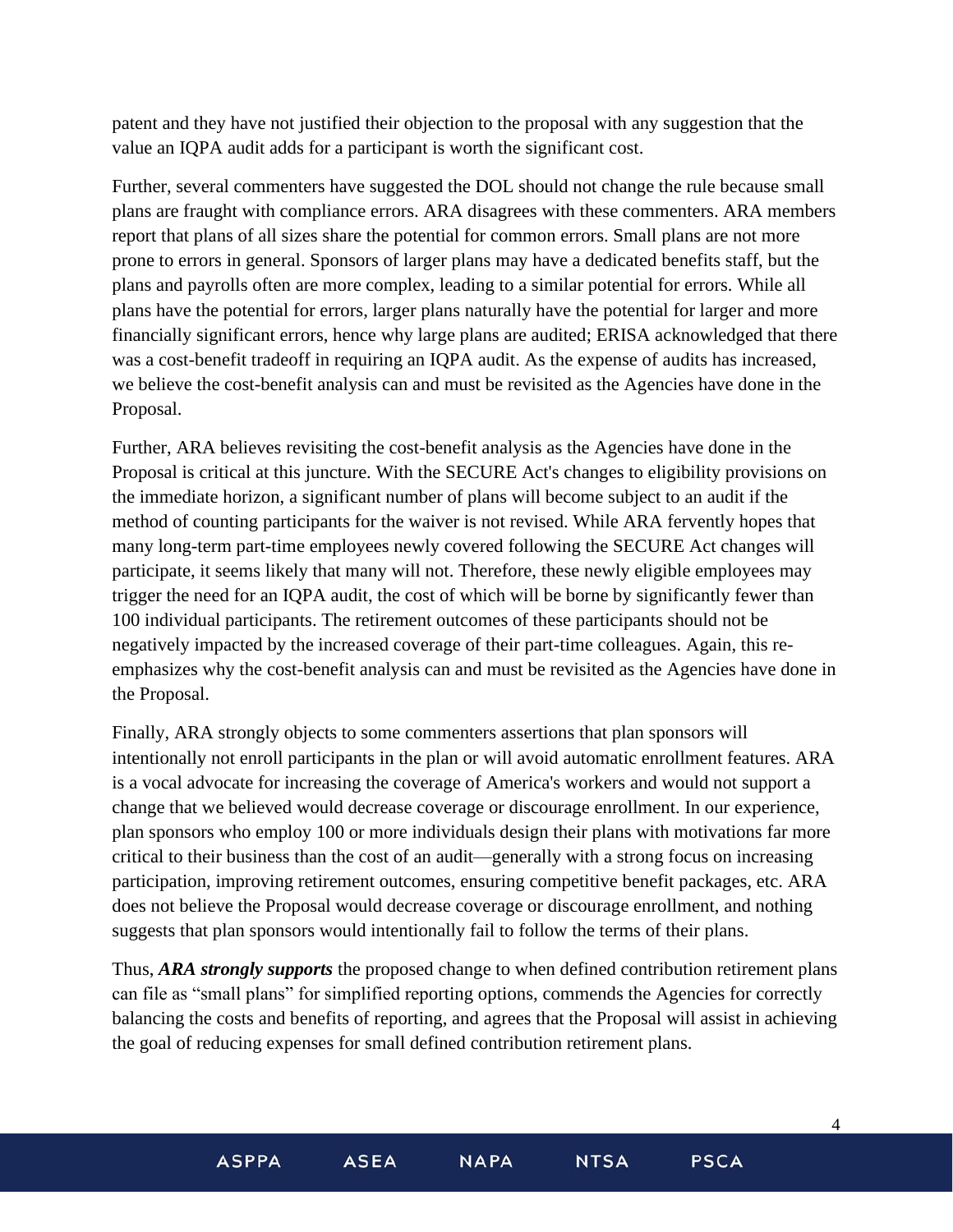patent and they have not justified their objection to the proposal with any suggestion that the value an IQPA audit adds for a participant is worth the significant cost.

Further, several commenters have suggested the DOL should not change the rule because small plans are fraught with compliance errors. ARA disagrees with these commenters. ARA members report that plans of all sizes share the potential for common errors. Small plans are not more prone to errors in general. Sponsors of larger plans may have a dedicated benefits staff, but the plans and payrolls often are more complex, leading to a similar potential for errors. While all plans have the potential for errors, larger plans naturally have the potential for larger and more financially significant errors, hence why large plans are audited; ERISA acknowledged that there was a cost-benefit tradeoff in requiring an IQPA audit. As the expense of audits has increased, we believe the cost-benefit analysis can and must be revisited as the Agencies have done in the Proposal.

Further, ARA believes revisiting the cost-benefit analysis as the Agencies have done in the Proposal is critical at this juncture. With the SECURE Act's changes to eligibility provisions on the immediate horizon, a significant number of plans will become subject to an audit if the method of counting participants for the waiver is not revised. While ARA fervently hopes that many long-term part-time employees newly covered following the SECURE Act changes will participate, it seems likely that many will not. Therefore, these newly eligible employees may trigger the need for an IQPA audit, the cost of which will be borne by significantly fewer than 100 individual participants. The retirement outcomes of these participants should not be negatively impacted by the increased coverage of their part-time colleagues. Again, this re-emphasizes why the cost-benefit analysis can and must be revisited as the Agencies have done in the Proposal.

Finally, ARA strongly objects to some commenters assertions that plan sponsors will intentionally not enroll participants in the plan or will avoid automatic enrollment features. ARA is a vocal advocate for increasing the coverage of America's workers and would not support a change that we believed would decrease coverage or discourage enrollment. In our experience, plan sponsors who employ 100 or more individuals design their plans with motivations far more critical to their business than the cost of an audit—generally with a strong focus on increasing participation, improving retirement outcomes, ensuring competitive benefit packages, etc. ARA does not believe the Proposal would decrease coverage or discourage enrollment, and nothing suggests that plan sponsors would intentionally fail to follow the terms of their plans.

Thus, ***ARA strongly supports*** the proposed change to when defined contribution retirement plans can file as "small plans" for simplified reporting options, commends the Agencies for correctly balancing the costs and benefits of reporting, and agrees that the Proposal will assist in achieving the goal of reducing expenses for small defined contribution retirement plans.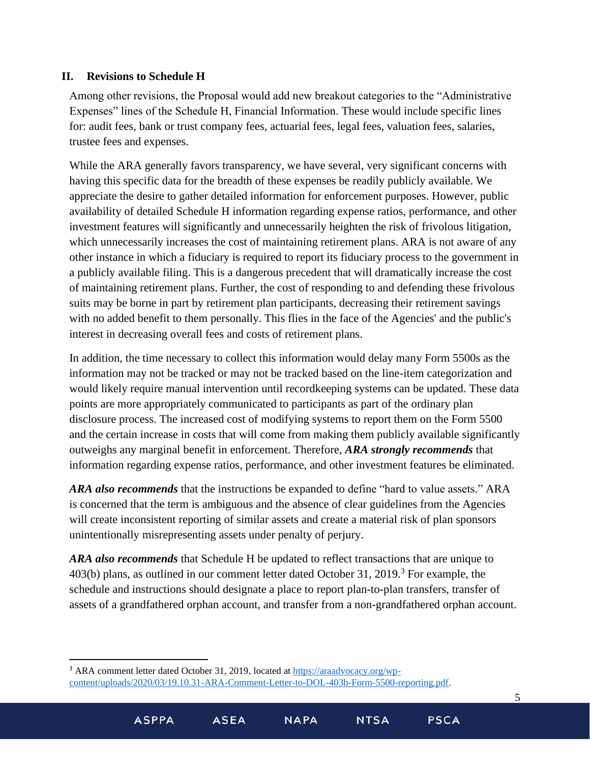## II. Revisions to Schedule H

Among other revisions, the Proposal would add new breakout categories to the "Administrative Expenses" lines of the Schedule H, Financial Information. These would include specific lines for: audit fees, bank or trust company fees, actuarial fees, legal fees, valuation fees, salaries, trustee fees and expenses.

While the ARA generally favors transparency, we have several, very significant concerns with having this specific data for the breadth of these expenses be readily publicly available. We appreciate the desire to gather detailed information for enforcement purposes. However, public availability of detailed Schedule H information regarding expense ratios, performance, and other investment features will significantly and unnecessarily heighten the risk of frivolous litigation, which unnecessarily increases the cost of maintaining retirement plans. ARA is not aware of any other instance in which a fiduciary is required to report its fiduciary process to the government in a publicly available filing. This is a dangerous precedent that will dramatically increase the cost of maintaining retirement plans. Further, the cost of responding to and defending these frivolous suits may be borne in part by retirement plan participants, decreasing their retirement savings with no added benefit to them personally. This flies in the face of the Agencies' and the public's interest in decreasing overall fees and costs of retirement plans.

In addition, the time necessary to collect this information would delay many Form 5500s as the information may not be tracked or may not be tracked based on the line-item categorization and would likely require manual intervention until recordkeeping systems can be updated. These data points are more appropriately communicated to participants as part of the ordinary plan disclosure process. The increased cost of modifying systems to report them on the Form 5500 and the certain increase in costs that will come from making them publicly available significantly outweighs any marginal benefit in enforcement. Therefore, ***ARA strongly recommends*** that information regarding expense ratios, performance, and other investment features be eliminated.

***ARA also recommends*** that the instructions be expanded to define "hard to value assets." ARA is concerned that the term is ambiguous and the absence of clear guidelines from the Agencies will create inconsistent reporting of similar assets and create a material risk of plan sponsors unintentionally misrepresenting assets under penalty of perjury.

***ARA also recommends*** that Schedule H be updated to reflect transactions that are unique to 403(b) plans, as outlined in our comment letter dated October 31, 2019.[3] For example, the schedule and instructions should designate a place to report plan-to-plan transfers, transfer of assets of a grandfathered orphan account, and transfer from a non-grandfathered orphan account.

---

[3] ARA comment letter dated October 31, 2019, located at [https://araadvocacy.org/wp-content/uploads/2020/03/19.10.31-ARA-Comment-Letter-to-DOL-403b-Form-5500-reporting.pdf](https://araadvocacy.org/wp-content/uploads/2020/03/19.10.31-ARA-Comment-Letter-to-DOL-403b-Form-5500-reporting.pdf).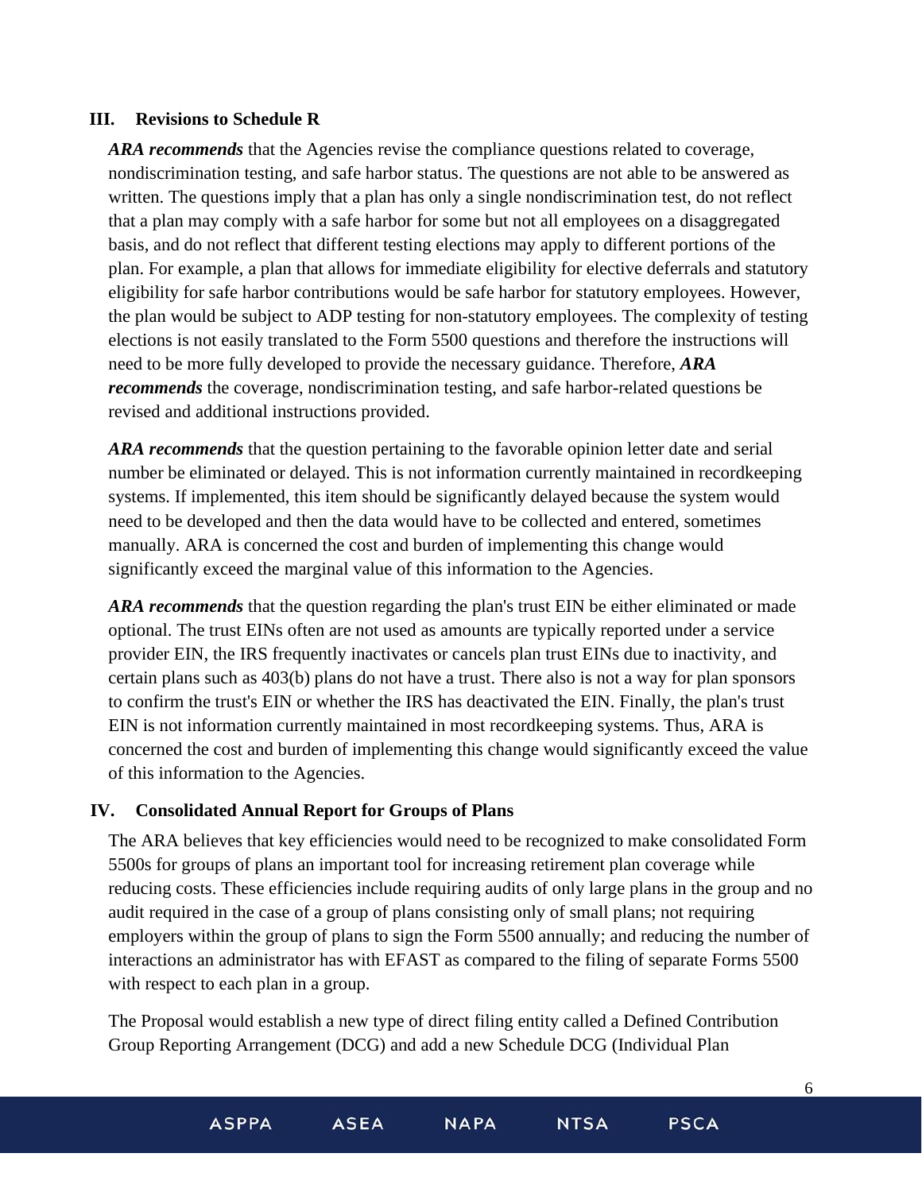## III. Revisions to Schedule R

***ARA recommends*** that the Agencies revise the compliance questions related to coverage, nondiscrimination testing, and safe harbor status. The questions are not able to be answered as written. The questions imply that a plan has only a single nondiscrimination test, do not reflect that a plan may comply with a safe harbor for some but not all employees on a disaggregated basis, and do not reflect that different testing elections may apply to different portions of the plan. For example, a plan that allows for immediate eligibility for elective deferrals and statutory eligibility for safe harbor contributions would be safe harbor for statutory employees. However, the plan would be subject to ADP testing for non-statutory employees. The complexity of testing elections is not easily translated to the Form 5500 questions and therefore the instructions will need to be more fully developed to provide the necessary guidance. Therefore, ***ARA recommends*** the coverage, nondiscrimination testing, and safe harbor-related questions be revised and additional instructions provided.

***ARA recommends*** that the question pertaining to the favorable opinion letter date and serial number be eliminated or delayed. This is not information currently maintained in recordkeeping systems. If implemented, this item should be significantly delayed because the system would need to be developed and then the data would have to be collected and entered, sometimes manually. ARA is concerned the cost and burden of implementing this change would significantly exceed the marginal value of this information to the Agencies.

***ARA recommends*** that the question regarding the plan's trust EIN be either eliminated or made optional. The trust EINs often are not used as amounts are typically reported under a service provider EIN, the IRS frequently inactivates or cancels plan trust EINs due to inactivity, and certain plans such as 403(b) plans do not have a trust. There also is not a way for plan sponsors to confirm the trust's EIN or whether the IRS has deactivated the EIN. Finally, the plan's trust EIN is not information currently maintained in most recordkeeping systems. Thus, ARA is concerned the cost and burden of implementing this change would significantly exceed the value of this information to the Agencies.

## IV. Consolidated Annual Report for Groups of Plans

The ARA believes that key efficiencies would need to be recognized to make consolidated Form 5500s for groups of plans an important tool for increasing retirement plan coverage while reducing costs. These efficiencies include requiring audits of only large plans in the group and no audit required in the case of a group of plans consisting only of small plans; not requiring employers within the group of plans to sign the Form 5500 annually; and reducing the number of interactions an administrator has with EFAST as compared to the filing of separate Forms 5500 with respect to each plan in a group.

The Proposal would establish a new type of direct filing entity called a Defined Contribution Group Reporting Arrangement (DCG) and add a new Schedule DCG (Individual Plan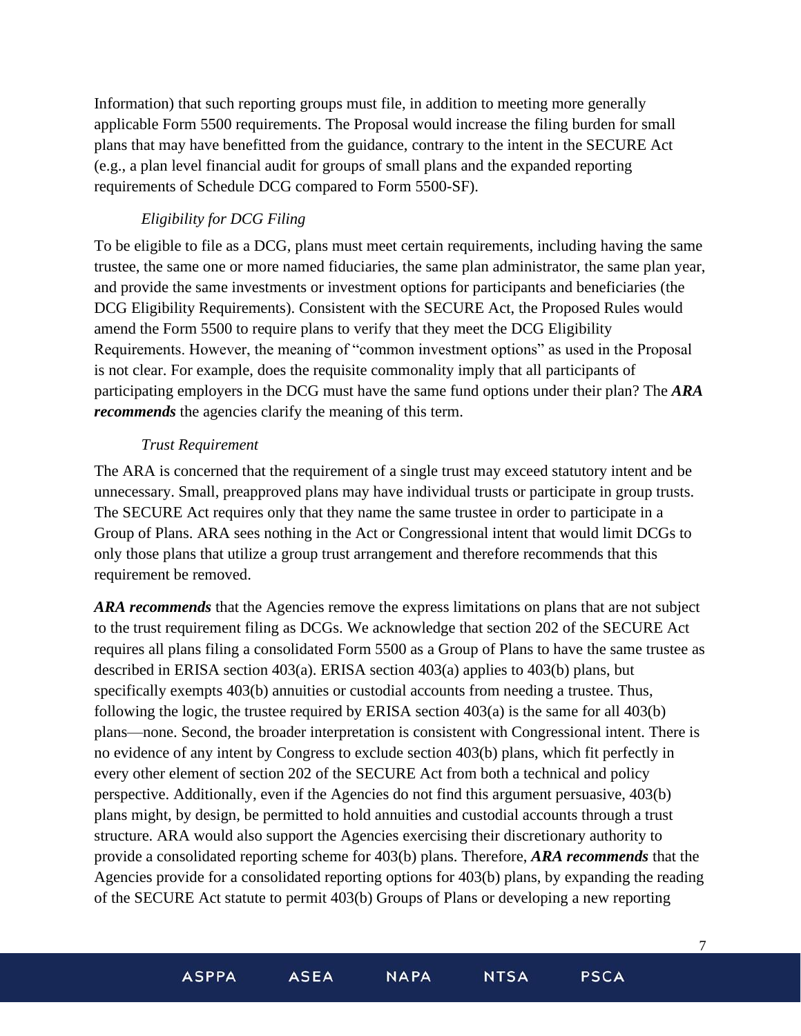Information) that such reporting groups must file, in addition to meeting more generally applicable Form 5500 requirements. The Proposal would increase the filing burden for small plans that may have benefitted from the guidance, contrary to the intent in the SECURE Act (e.g., a plan level financial audit for groups of small plans and the expanded reporting requirements of Schedule DCG compared to Form 5500-SF).

*Eligibility for DCG Filing*

To be eligible to file as a DCG, plans must meet certain requirements, including having the same trustee, the same one or more named fiduciaries, the same plan administrator, the same plan year, and provide the same investments or investment options for participants and beneficiaries (the DCG Eligibility Requirements). Consistent with the SECURE Act, the Proposed Rules would amend the Form 5500 to require plans to verify that they meet the DCG Eligibility Requirements. However, the meaning of "common investment options" as used in the Proposal is not clear. For example, does the requisite commonality imply that all participants of participating employers in the DCG must have the same fund options under their plan? The ***ARA recommends*** the agencies clarify the meaning of this term.

*Trust Requirement*

The ARA is concerned that the requirement of a single trust may exceed statutory intent and be unnecessary. Small, preapproved plans may have individual trusts or participate in group trusts. The SECURE Act requires only that they name the same trustee in order to participate in a Group of Plans. ARA sees nothing in the Act or Congressional intent that would limit DCGs to only those plans that utilize a group trust arrangement and therefore recommends that this requirement be removed.

***ARA recommends*** that the Agencies remove the express limitations on plans that are not subject to the trust requirement filing as DCGs. We acknowledge that section 202 of the SECURE Act requires all plans filing a consolidated Form 5500 as a Group of Plans to have the same trustee as described in ERISA section 403(a). ERISA section 403(a) applies to 403(b) plans, but specifically exempts 403(b) annuities or custodial accounts from needing a trustee. Thus, following the logic, the trustee required by ERISA section 403(a) is the same for all 403(b) plans—none. Second, the broader interpretation is consistent with Congressional intent. There is no evidence of any intent by Congress to exclude section 403(b) plans, which fit perfectly in every other element of section 202 of the SECURE Act from both a technical and policy perspective. Additionally, even if the Agencies do not find this argument persuasive, 403(b) plans might, by design, be permitted to hold annuities and custodial accounts through a trust structure. ARA would also support the Agencies exercising their discretionary authority to provide a consolidated reporting scheme for 403(b) plans. Therefore, ***ARA recommends*** that the Agencies provide for a consolidated reporting options for 403(b) plans, by expanding the reading of the SECURE Act statute to permit 403(b) Groups of Plans or developing a new reporting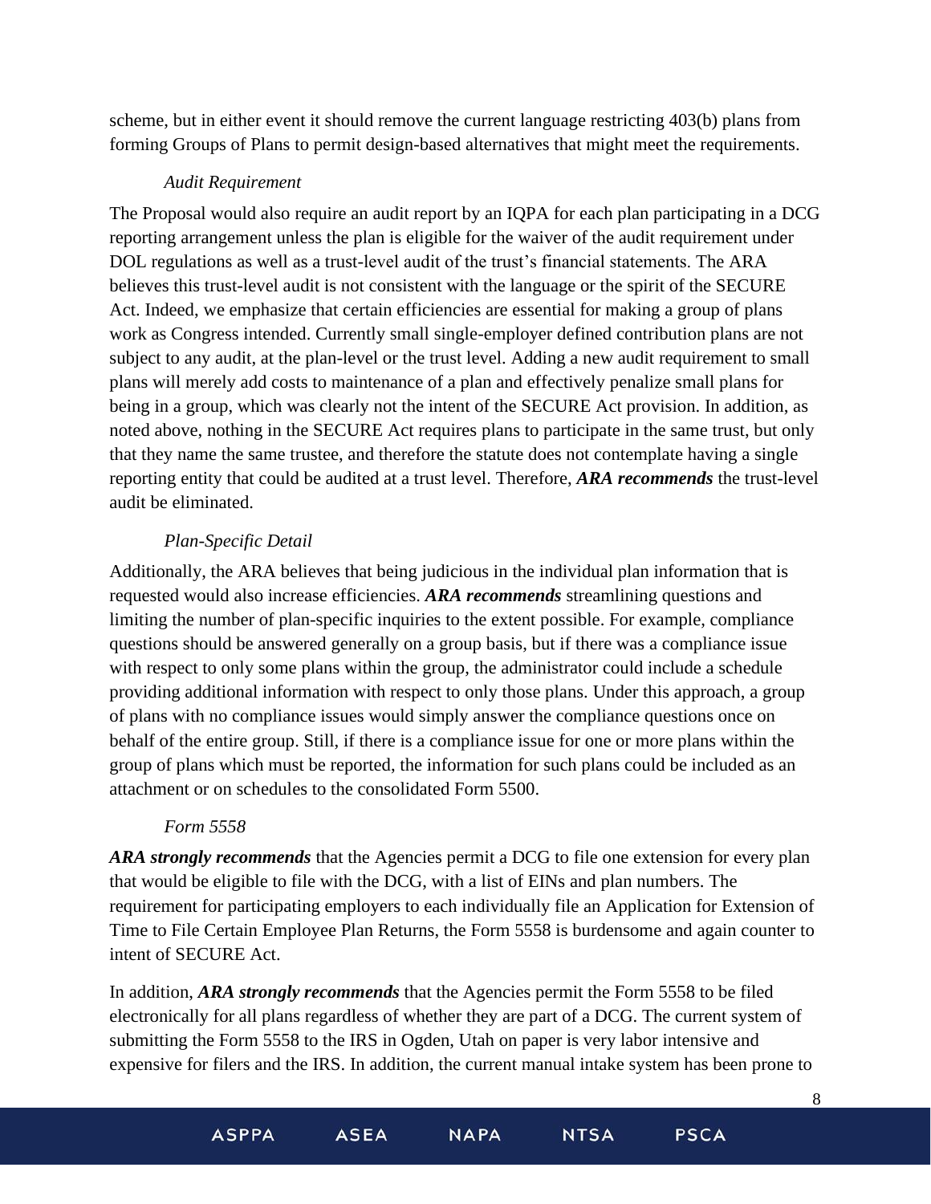scheme, but in either event it should remove the current language restricting 403(b) plans from forming Groups of Plans to permit design-based alternatives that might meet the requirements.

*Audit Requirement*

The Proposal would also require an audit report by an IQPA for each plan participating in a DCG reporting arrangement unless the plan is eligible for the waiver of the audit requirement under DOL regulations as well as a trust-level audit of the trust's financial statements. The ARA believes this trust-level audit is not consistent with the language or the spirit of the SECURE Act. Indeed, we emphasize that certain efficiencies are essential for making a group of plans work as Congress intended. Currently small single-employer defined contribution plans are not subject to any audit, at the plan-level or the trust level. Adding a new audit requirement to small plans will merely add costs to maintenance of a plan and effectively penalize small plans for being in a group, which was clearly not the intent of the SECURE Act provision. In addition, as noted above, nothing in the SECURE Act requires plans to participate in the same trust, but only that they name the same trustee, and therefore the statute does not contemplate having a single reporting entity that could be audited at a trust level. Therefore, ***ARA recommends*** the trust-level audit be eliminated.

*Plan-Specific Detail*

Additionally, the ARA believes that being judicious in the individual plan information that is requested would also increase efficiencies. ***ARA recommends*** streamlining questions and limiting the number of plan-specific inquiries to the extent possible. For example, compliance questions should be answered generally on a group basis, but if there was a compliance issue with respect to only some plans within the group, the administrator could include a schedule providing additional information with respect to only those plans. Under this approach, a group of plans with no compliance issues would simply answer the compliance questions once on behalf of the entire group. Still, if there is a compliance issue for one or more plans within the group of plans which must be reported, the information for such plans could be included as an attachment or on schedules to the consolidated Form 5500.

*Form 5558*

***ARA strongly recommends*** that the Agencies permit a DCG to file one extension for every plan that would be eligible to file with the DCG, with a list of EINs and plan numbers. The requirement for participating employers to each individually file an Application for Extension of Time to File Certain Employee Plan Returns, the Form 5558 is burdensome and again counter to intent of SECURE Act.

In addition, ***ARA strongly recommends*** that the Agencies permit the Form 5558 to be filed electronically for all plans regardless of whether they are part of a DCG. The current system of submitting the Form 5558 to the IRS in Ogden, Utah on paper is very labor intensive and expensive for filers and the IRS. In addition, the current manual intake system has been prone to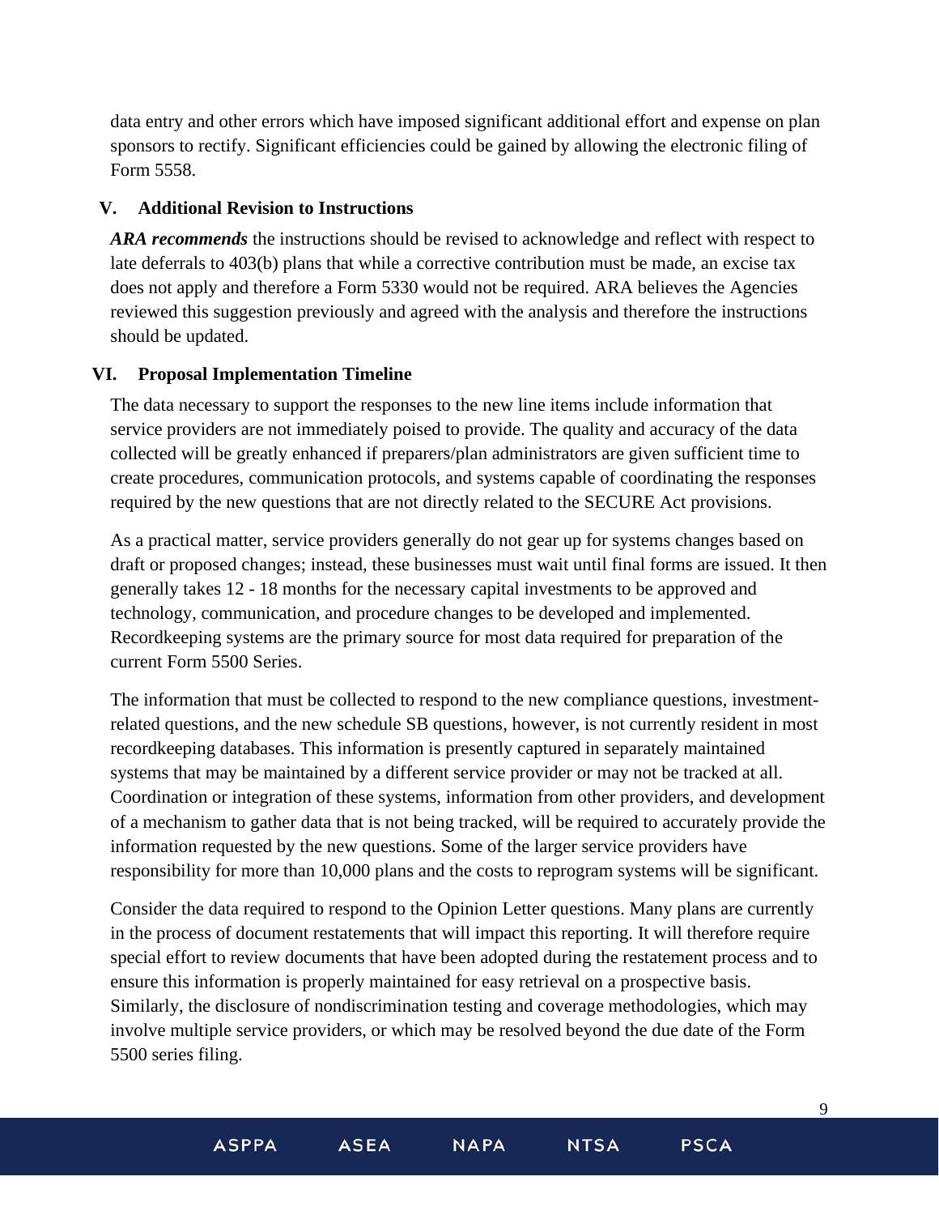data entry and other errors which have imposed significant additional effort and expense on plan sponsors to rectify. Significant efficiencies could be gained by allowing the electronic filing of Form 5558.

## V. Additional Revision to Instructions

***ARA recommends*** the instructions should be revised to acknowledge and reflect with respect to late deferrals to 403(b) plans that while a corrective contribution must be made, an excise tax does not apply and therefore a Form 5330 would not be required. ARA believes the Agencies reviewed this suggestion previously and agreed with the analysis and therefore the instructions should be updated.

## VI. Proposal Implementation Timeline

The data necessary to support the responses to the new line items include information that service providers are not immediately poised to provide. The quality and accuracy of the data collected will be greatly enhanced if preparers/plan administrators are given sufficient time to create procedures, communication protocols, and systems capable of coordinating the responses required by the new questions that are not directly related to the SECURE Act provisions.

As a practical matter, service providers generally do not gear up for systems changes based on draft or proposed changes; instead, these businesses must wait until final forms are issued. It then generally takes 12 - 18 months for the necessary capital investments to be approved and technology, communication, and procedure changes to be developed and implemented. Recordkeeping systems are the primary source for most data required for preparation of the current Form 5500 Series.

The information that must be collected to respond to the new compliance questions, investment-related questions, and the new schedule SB questions, however, is not currently resident in most recordkeeping databases. This information is presently captured in separately maintained systems that may be maintained by a different service provider or may not be tracked at all. Coordination or integration of these systems, information from other providers, and development of a mechanism to gather data that is not being tracked, will be required to accurately provide the information requested by the new questions. Some of the larger service providers have responsibility for more than 10,000 plans and the costs to reprogram systems will be significant.

Consider the data required to respond to the Opinion Letter questions. Many plans are currently in the process of document restatements that will impact this reporting. It will therefore require special effort to review documents that have been adopted during the restatement process and to ensure this information is properly maintained for easy retrieval on a prospective basis. Similarly, the disclosure of nondiscrimination testing and coverage methodologies, which may involve multiple service providers, or which may be resolved beyond the due date of the Form 5500 series filing.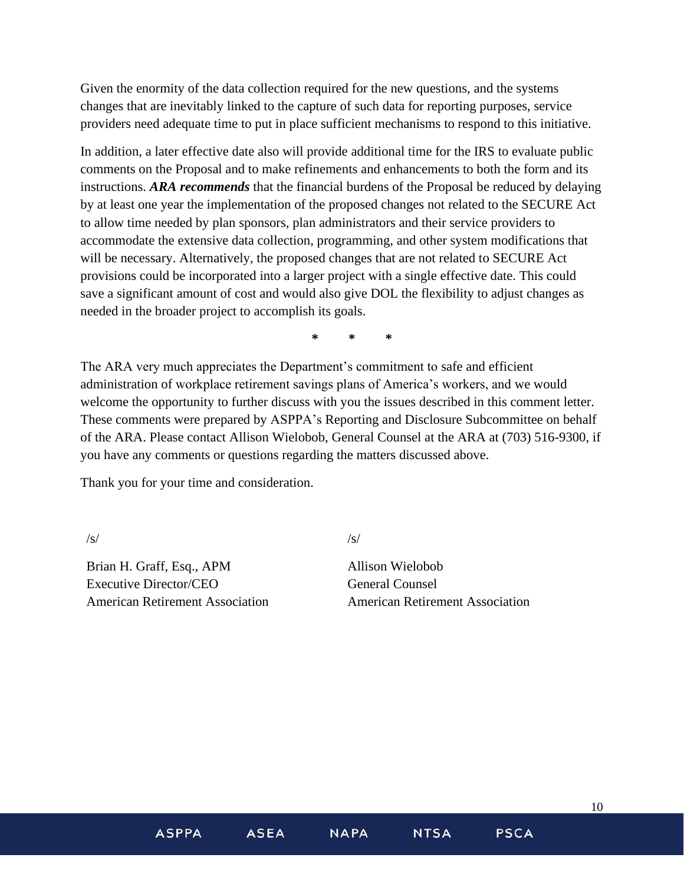Given the enormity of the data collection required for the new questions, and the systems changes that are inevitably linked to the capture of such data for reporting purposes, service providers need adequate time to put in place sufficient mechanisms to respond to this initiative.

In addition, a later effective date also will provide additional time for the IRS to evaluate public comments on the Proposal and to make refinements and enhancements to both the form and its instructions. ***ARA recommends*** that the financial burdens of the Proposal be reduced by delaying by at least one year the implementation of the proposed changes not related to the SECURE Act to allow time needed by plan sponsors, plan administrators and their service providers to accommodate the extensive data collection, programming, and other system modifications that will be necessary. Alternatively, the proposed changes that are not related to SECURE Act provisions could be incorporated into a larger project with a single effective date. This could save a significant amount of cost and would also give DOL the flexibility to adjust changes as needed in the broader project to accomplish its goals.

\* \* \*

The ARA very much appreciates the Department's commitment to safe and efficient administration of workplace retirement savings plans of America's workers, and we would welcome the opportunity to further discuss with you the issues described in this comment letter. These comments were prepared by ASPPA's Reporting and Disclosure Subcommittee on behalf of the ARA. Please contact Allison Wielobob, General Counsel at the ARA at (703) 516-9300, if you have any comments or questions regarding the matters discussed above.

Thank you for your time and consideration.

/s/

Brian H. Graff, Esq., APM
Executive Director/CEO
American Retirement Association

/s/

Allison Wielobob
General Counsel
American Retirement Association